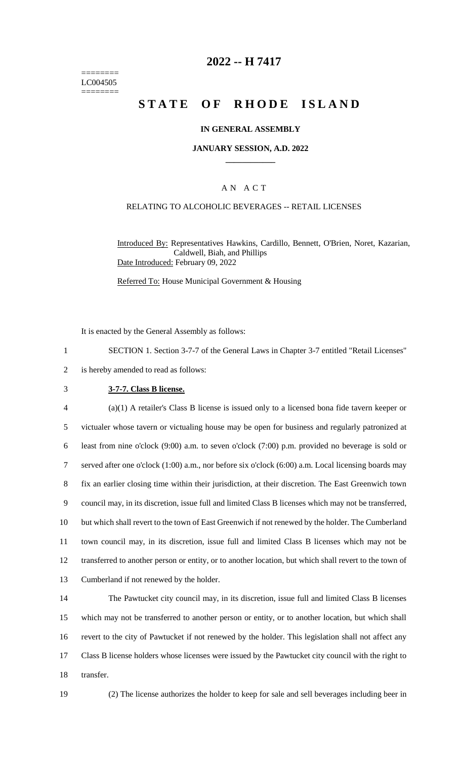========
LC004505
========

# 2022 -- H 7417

# STATE OF RHODE ISLAND

### IN GENERAL ASSEMBLY

### JANUARY SESSION, A.D. 2022

## AN ACT

### RELATING TO ALCOHOLIC BEVERAGES -- RETAIL LICENSES

Introduced By: Representatives Hawkins, Cardillo, Bennett, O'Brien, Noret, Kazarian, Caldwell, Biah, and Phillips

Date Introduced: February 09, 2022

Referred To: House Municipal Government & Housing

It is enacted by the General Assembly as follows:

1 SECTION 1. Section 3-7-7 of the General Laws in Chapter 3-7 entitled "Retail Licenses"
2 is hereby amended to read as follows:

3 **3-7-7. Class B license.**

4 (a)(1) A retailer's Class B license is issued only to a licensed bona fide tavern keeper or
5 victualer whose tavern or victualing house may be open for business and regularly patronized at
6 least from nine o'clock (9:00) a.m. to seven o'clock (7:00) p.m. provided no beverage is sold or
7 served after one o'clock (1:00) a.m., nor before six o'clock (6:00) a.m. Local licensing boards may
8 fix an earlier closing time within their jurisdiction, at their discretion. The East Greenwich town
9 council may, in its discretion, issue full and limited Class B licenses which may not be transferred,
10 but which shall revert to the town of East Greenwich if not renewed by the holder. The Cumberland
11 town council may, in its discretion, issue full and limited Class B licenses which may not be
12 transferred to another person or entity, or to another location, but which shall revert to the town of
13 Cumberland if not renewed by the holder.

14 The Pawtucket city council may, in its discretion, issue full and limited Class B licenses
15 which may not be transferred to another person or entity, or to another location, but which shall
16 revert to the city of Pawtucket if not renewed by the holder. This legislation shall not affect any
17 Class B license holders whose licenses were issued by the Pawtucket city council with the right to
18 transfer.

19 (2) The license authorizes the holder to keep for sale and sell beverages including beer in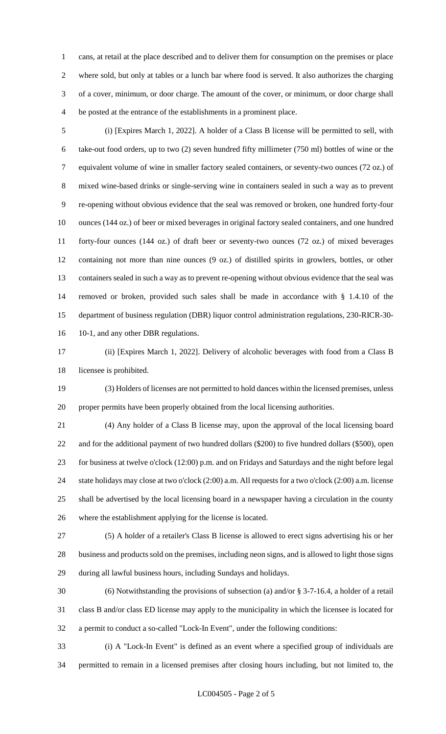cans, at retail at the place described and to deliver them for consumption on the premises or place where sold, but only at tables or a lunch bar where food is served. It also authorizes the charging of a cover, minimum, or door charge. The amount of the cover, or minimum, or door charge shall be posted at the entrance of the establishments in a prominent place.

(i) [Expires March 1, 2022]. A holder of a Class B license will be permitted to sell, with take-out food orders, up to two (2) seven hundred fifty millimeter (750 ml) bottles of wine or the equivalent volume of wine in smaller factory sealed containers, or seventy-two ounces (72 oz.) of mixed wine-based drinks or single-serving wine in containers sealed in such a way as to prevent re-opening without obvious evidence that the seal was removed or broken, one hundred forty-four ounces (144 oz.) of beer or mixed beverages in original factory sealed containers, and one hundred forty-four ounces (144 oz.) of draft beer or seventy-two ounces (72 oz.) of mixed beverages containing not more than nine ounces (9 oz.) of distilled spirits in growlers, bottles, or other containers sealed in such a way as to prevent re-opening without obvious evidence that the seal was removed or broken, provided such sales shall be made in accordance with § 1.4.10 of the department of business regulation (DBR) liquor control administration regulations, 230-RICR-30-10-1, and any other DBR regulations.

(ii) [Expires March 1, 2022]. Delivery of alcoholic beverages with food from a Class B licensee is prohibited.

(3) Holders of licenses are not permitted to hold dances within the licensed premises, unless proper permits have been properly obtained from the local licensing authorities.

(4) Any holder of a Class B license may, upon the approval of the local licensing board and for the additional payment of two hundred dollars ($200) to five hundred dollars ($500), open for business at twelve o'clock (12:00) p.m. and on Fridays and Saturdays and the night before legal state holidays may close at two o'clock (2:00) a.m. All requests for a two o'clock (2:00) a.m. license shall be advertised by the local licensing board in a newspaper having a circulation in the county where the establishment applying for the license is located.

(5) A holder of a retailer's Class B license is allowed to erect signs advertising his or her business and products sold on the premises, including neon signs, and is allowed to light those signs during all lawful business hours, including Sundays and holidays.

(6) Notwithstanding the provisions of subsection (a) and/or § 3-7-16.4, a holder of a retail class B and/or class ED license may apply to the municipality in which the licensee is located for a permit to conduct a so-called "Lock-In Event", under the following conditions:

(i) A "Lock-In Event" is defined as an event where a specified group of individuals are permitted to remain in a licensed premises after closing hours including, but not limited to, the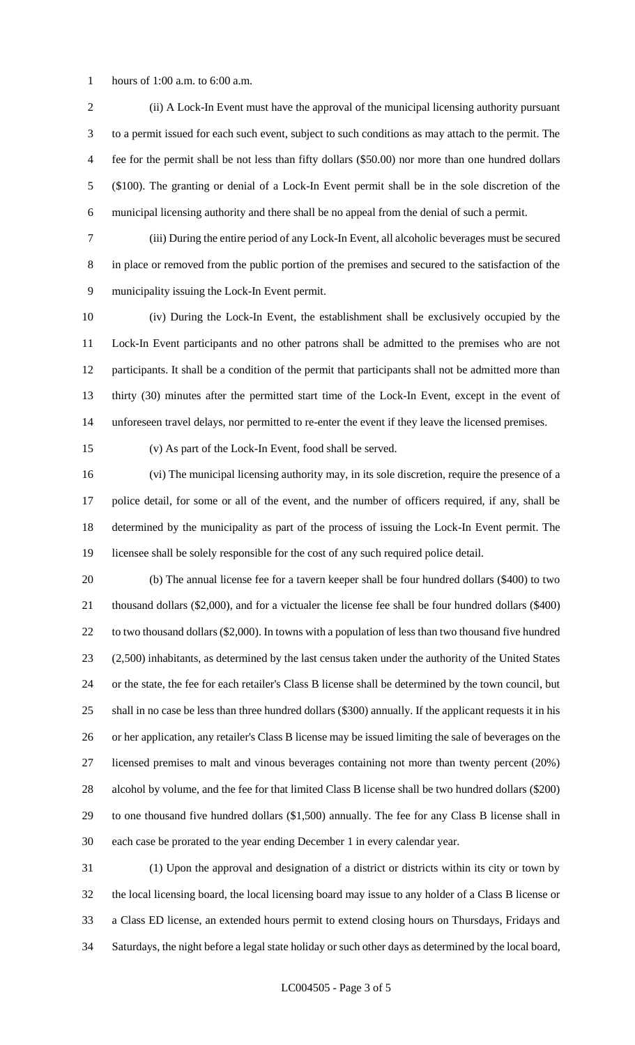hours of 1:00 a.m. to 6:00 a.m.

(ii) A Lock-In Event must have the approval of the municipal licensing authority pursuant to a permit issued for each such event, subject to such conditions as may attach to the permit. The fee for the permit shall be not less than fifty dollars ($50.00) nor more than one hundred dollars ($100). The granting or denial of a Lock-In Event permit shall be in the sole discretion of the municipal licensing authority and there shall be no appeal from the denial of such a permit.

(iii) During the entire period of any Lock-In Event, all alcoholic beverages must be secured in place or removed from the public portion of the premises and secured to the satisfaction of the municipality issuing the Lock-In Event permit.

(iv) During the Lock-In Event, the establishment shall be exclusively occupied by the Lock-In Event participants and no other patrons shall be admitted to the premises who are not participants. It shall be a condition of the permit that participants shall not be admitted more than thirty (30) minutes after the permitted start time of the Lock-In Event, except in the event of unforeseen travel delays, nor permitted to re-enter the event if they leave the licensed premises.

(v) As part of the Lock-In Event, food shall be served.

(vi) The municipal licensing authority may, in its sole discretion, require the presence of a police detail, for some or all of the event, and the number of officers required, if any, shall be determined by the municipality as part of the process of issuing the Lock-In Event permit. The licensee shall be solely responsible for the cost of any such required police detail.

(b) The annual license fee for a tavern keeper shall be four hundred dollars ($400) to two thousand dollars ($2,000), and for a victualer the license fee shall be four hundred dollars ($400) to two thousand dollars ($2,000). In towns with a population of less than two thousand five hundred (2,500) inhabitants, as determined by the last census taken under the authority of the United States or the state, the fee for each retailer's Class B license shall be determined by the town council, but shall in no case be less than three hundred dollars ($300) annually. If the applicant requests it in his or her application, any retailer's Class B license may be issued limiting the sale of beverages on the licensed premises to malt and vinous beverages containing not more than twenty percent (20%) alcohol by volume, and the fee for that limited Class B license shall be two hundred dollars ($200) to one thousand five hundred dollars ($1,500) annually. The fee for any Class B license shall in each case be prorated to the year ending December 1 in every calendar year.

(1) Upon the approval and designation of a district or districts within its city or town by the local licensing board, the local licensing board may issue to any holder of a Class B license or a Class ED license, an extended hours permit to extend closing hours on Thursdays, Fridays and Saturdays, the night before a legal state holiday or such other days as determined by the local board,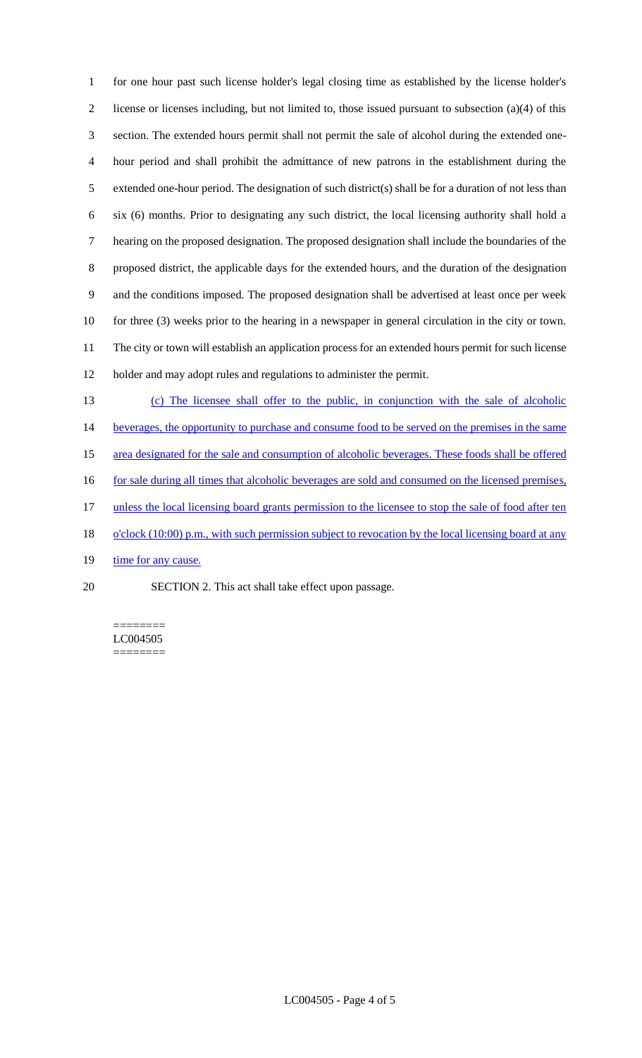for one hour past such license holder's legal closing time as established by the license holder's license or licenses including, but not limited to, those issued pursuant to subsection (a)(4) of this section. The extended hours permit shall not permit the sale of alcohol during the extended one-hour period and shall prohibit the admittance of new patrons in the establishment during the extended one-hour period. The designation of such district(s) shall be for a duration of not less than six (6) months. Prior to designating any such district, the local licensing authority shall hold a hearing on the proposed designation. The proposed designation shall include the boundaries of the proposed district, the applicable days for the extended hours, and the duration of the designation and the conditions imposed. The proposed designation shall be advertised at least once per week for three (3) weeks prior to the hearing in a newspaper in general circulation in the city or town. The city or town will establish an application process for an extended hours permit for such license holder and may adopt rules and regulations to administer the permit.

(c) The licensee shall offer to the public, in conjunction with the sale of alcoholic beverages, the opportunity to purchase and consume food to be served on the premises in the same area designated for the sale and consumption of alcoholic beverages. These foods shall be offered for sale during all times that alcoholic beverages are sold and consumed on the licensed premises, unless the local licensing board grants permission to the licensee to stop the sale of food after ten o'clock (10:00) p.m., with such permission subject to revocation by the local licensing board at any time for any cause.

SECTION 2. This act shall take effect upon passage.

========
LC004505
========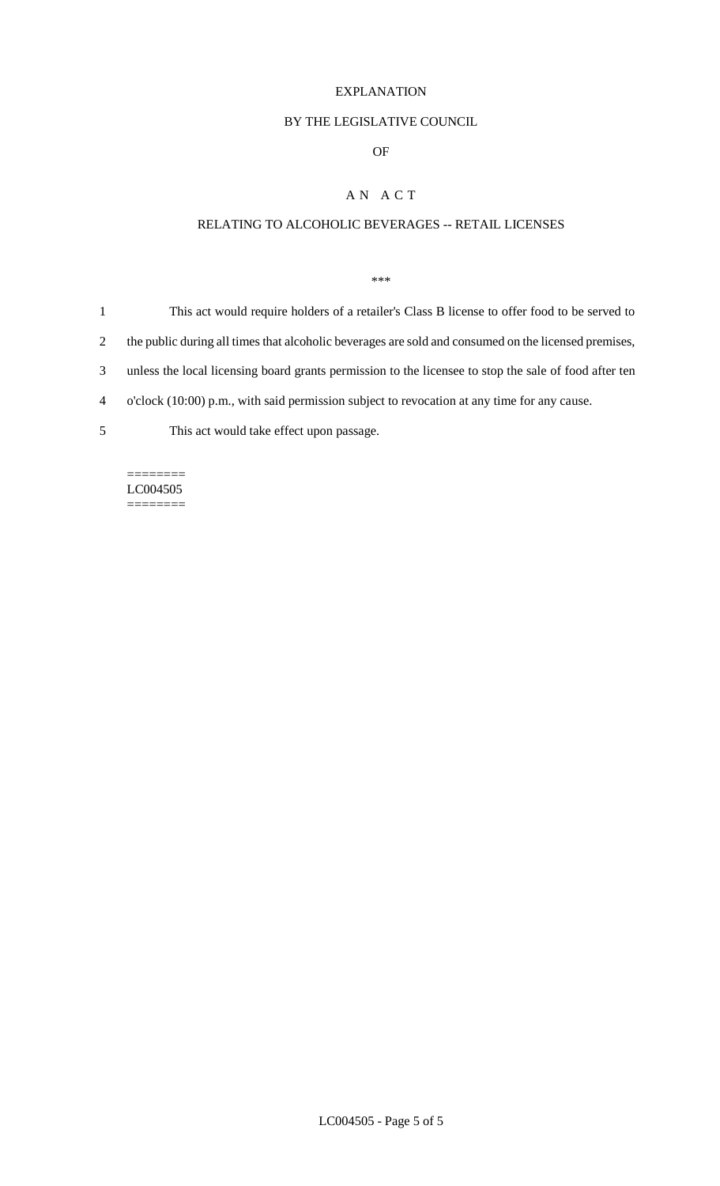EXPLANATION

BY THE LEGISLATIVE COUNCIL

OF

A N A C T

RELATING TO ALCOHOLIC BEVERAGES -- RETAIL LICENSES

\*\*\*

This act would require holders of a retailer's Class B license to offer food to be served to the public during all times that alcoholic beverages are sold and consumed on the licensed premises, unless the local licensing board grants permission to the licensee to stop the sale of food after ten o'clock (10:00) p.m., with said permission subject to revocation at any time for any cause.

This act would take effect upon passage.

========
LC004505
========